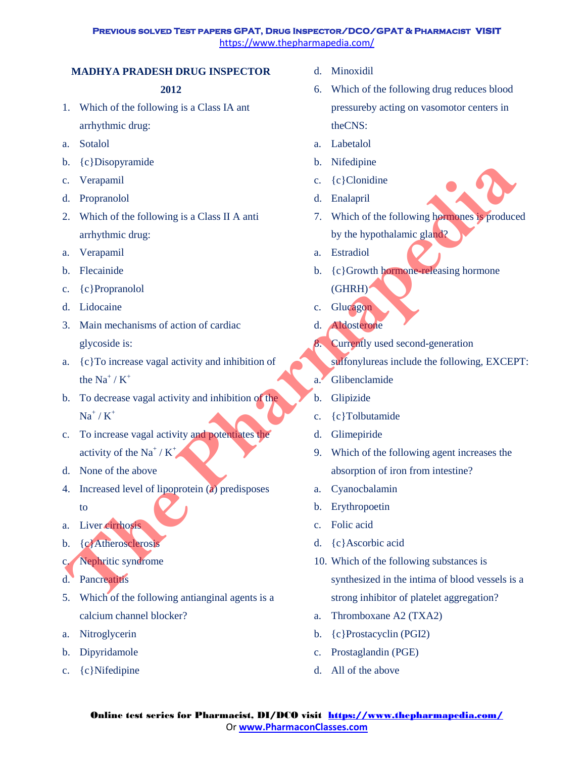## MADHYA PRADESH DRUG INSPECTOR 2012

1. Which of the following is a Class IA ant arrhythmic drug:
   a. Sotalol
   b. {c}Disopyramide
   c. Verapamil
   d. Propranolol
2. Which of the following is a Class II A anti arrhythmic drug:
   a. Verapamil
   b. Flecainide
   c. {c}Propranolol
   d. Lidocaine
3. Main mechanisms of action of cardiac glycoside is:
   a. {c}To increase vagal activity and inhibition of the $Na^+ / K^+$
   b. To decrease vagal activity and inhibition of the $Na^+ / K^+$
   c. To increase vagal activity and potentiates the activity of the $Na^+ / K^+$
   d. None of the above
4. Increased level of lipoprotein (a) predisposes to
   a. Liver cirrhosis
   b. {c}Atherosclerosis
   c. Nephritic syndrome
   d. Pancreatitis
5. Which of the following antianginal agents is a calcium channel blocker?
   a. Nitroglycerin
   b. Dipyridamole
   c. {c}Nifedipine
   d. Minoxidil
6. Which of the following drug reduces blood pressureby acting on vasomotor centers in theCNS:
   a. Labetalol
   b. Nifedipine
   c. {c}Clonidine
   d. Enalapril
7. Which of the following hormones is produced by the hypothalamic gland?
   a. Estradiol
   b. {c}Growth hormone-releasing hormone (GHRH)
   c. Glucagon
   d. Aldosterone
8. Currently used second-generation sulfonylureas include the following, EXCEPT:
   a. Glibenclamide
   b. Glipizide
   c. {c}Tolbutamide
   d. Glimepiride
9. Which of the following agent increases the absorption of iron from intestine?
   a. Cyanocbalamin
   b. Erythropoetin
   c. Folic acid
   d. {c}Ascorbic acid
10. Which of the following substances is synthesized in the intima of blood vessels is a strong inhibitor of platelet aggregation?
    a. Thromboxane A2 (TXA2)
    b. {c}Prostacyclin (PGI2)
    c. Prostaglandin (PGE)
    d. All of the above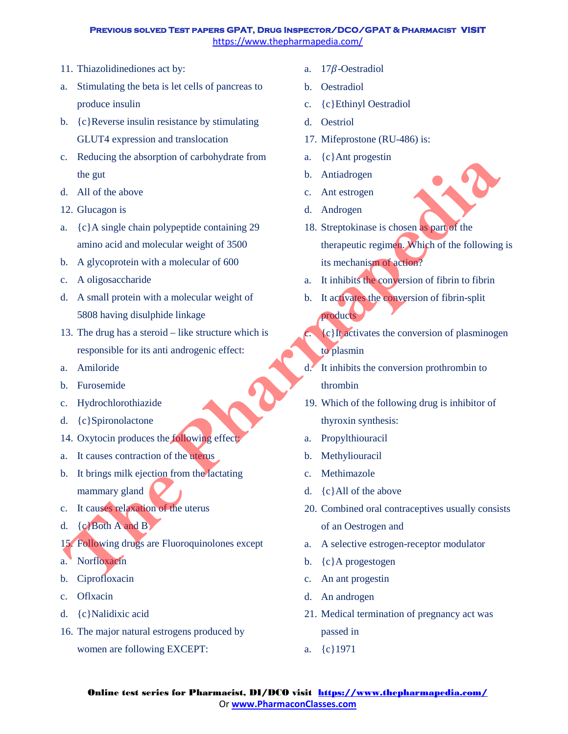11. Thiazolidinediones act by:
    a. Stimulating the beta is let cells of pancreas to produce insulin
    b. {c}Reverse insulin resistance by stimulating GLUT4 expression and translocation
    c. Reducing the absorption of carbohydrate from the gut
    d. All of the above
12. Glucagon is
    a. {c}A single chain polypeptide containing 29 amino acid and molecular weight of 3500
    b. A glycoprotein with a molecular of 600
    c. A oligosaccharide
    d. A small protein with a molecular weight of 5808 having disulphide linkage
13. The drug has a steroid – like structure which is responsible for its anti androgenic effect:
    a. Amiloride
    b. Furosemide
    c. Hydrochlorothiazide
    d. {c}Spironolactone
14. Oxytocin produces the following effect:
    a. It causes contraction of the uterus
    b. It brings milk ejection from the lactating mammary gland
    c. It causes relaxation of the uterus
    d. {c}Both A and B
15. Following drugs are Fluoroquinolones except
    a. Norfloxacin
    b. Ciprofloxacin
    c. Oflxacin
    d. {c}Nalidixic acid
16. The major natural estrogens produced by women are following EXCEPT:
    a. $17\beta$-Oestradiol
    b. Oestradiol
    c. {c}Ethinyl Oestradiol
    d. Oestriol
17. Mifeprostone (RU-486) is:
    a. {c}Ant progestin
    b. Antiadrogen
    c. Ant estrogen
    d. Androgen
18. Streptokinase is chosen as part of the therapeutic regimen. Which of the following is its mechanism of action?
    a. It inhibits the conversion of fibrin to fibrin
    b. It activates the conversion of fibrin-split products
    c. {c}It activates the conversion of plasminogen to plasmin
    d. It inhibits the conversion prothrombin to thrombin
19. Which of the following drug is inhibitor of thyroxin synthesis:
    a. Propylthiouracil
    b. Methyliouracil
    c. Methimazole
    d. {c}All of the above
20. Combined oral contraceptives usually consists of an Oestrogen and
    a. A selective estrogen-receptor modulator
    b. {c}A progestogen
    c. An ant progestin
    d. An androgen
21. Medical termination of pregnancy act was passed in
    a. {c}1971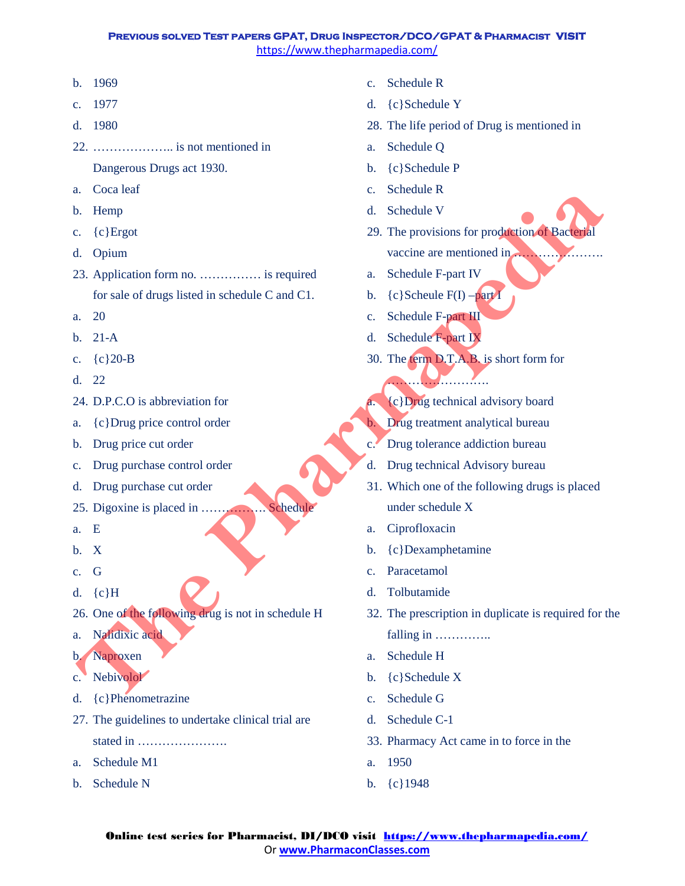b. 1969

c. 1977

d. 1980

22. ……………….. is not mentioned in Dangerous Drugs act 1930.

a. Coca leaf

b. Hemp

c. {c}Ergot

d. Opium

23. Application form no. …………… is required for sale of drugs listed in schedule C and C1.

a. 20

b. 21-A

c. {c}20-B

d. 22

24. D.P.C.O is abbreviation for

a. {c}Drug price control order

b. Drug price cut order

c. Drug purchase control order

d. Drug purchase cut order

25. Digoxine is placed in ……………. Schedule

a. E

b. X

c. G

d. {c}H

26. One of the following drug is not in schedule H

a. Nalidixic acid

b. Naproxen

c. Nebivolol

d. {c}Phenometrazine

27. The guidelines to undertake clinical trial are stated in ………………….

a. Schedule M1

b. Schedule N

c. Schedule R

d. {c}Schedule Y

28. The life period of Drug is mentioned in

a. Schedule Q

b. {c}Schedule P

c. Schedule R

d. Schedule V

29. The provisions for production of Bacterial vaccine are mentioned in ………………….

a. Schedule F-part IV

b. {c}Scheule F(I) –part I

c. Schedule F-part III

d. Schedule F-part IX

30. The term D.T.A.B. is short form for …………………….

a. {c}Drug technical advisory board

b. Drug treatment analytical bureau

c. Drug tolerance addiction bureau

d. Drug technical Advisory bureau

31. Which one of the following drugs is placed under schedule X

a. Ciprofloxacin

b. {c}Dexamphetamine

c. Paracetamol

d. Tolbutamide

32. The prescription in duplicate is required for the falling in ………….

a. Schedule H

b. {c}Schedule X

c. Schedule G

d. Schedule C-1

33. Pharmacy Act came in to force in the

a. 1950

b. {c}1948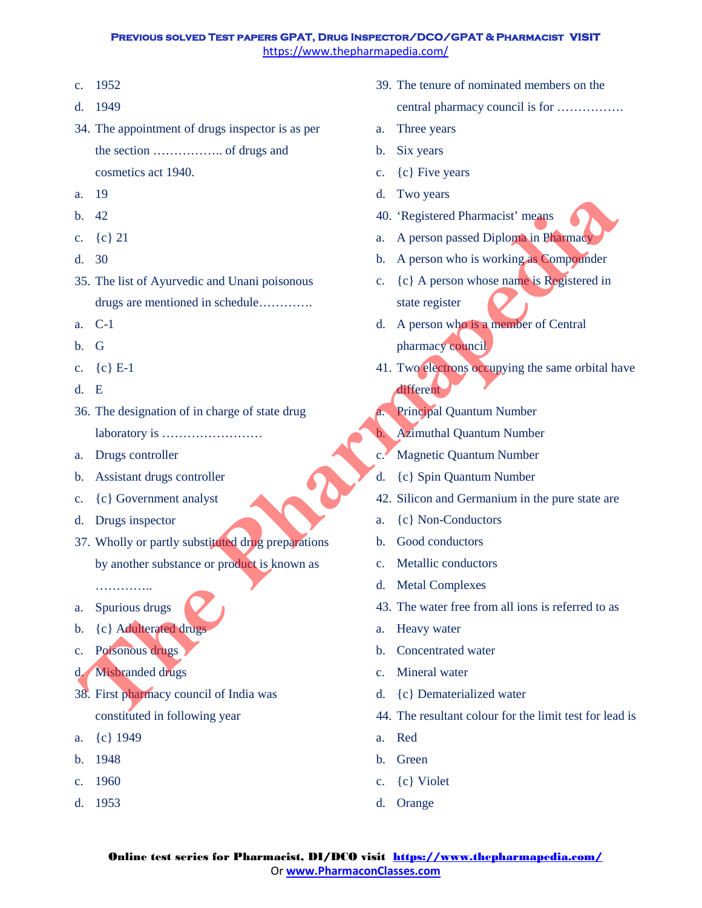c. 1952

d. 1949

34. The appointment of drugs inspector is as per the section …………….. of drugs and cosmetics act 1940.

a. 19

b. 42

c. {c} 21

d. 30

35. The list of Ayurvedic and Unani poisonous drugs are mentioned in schedule………….

a. C-1

b. G

c. {c} E-1

d. E

36. The designation of in charge of state drug laboratory is ……………………

a. Drugs controller

b. Assistant drugs controller

c. {c} Government analyst

d. Drugs inspector

37. Wholly or partly substituted drug preparations by another substance or product is known as …………..

a. Spurious drugs

b. {c} Adulterated drugs

c. Poisonous drugs

d. Misbranded drugs

38. First pharmacy council of India was constituted in following year

a. {c} 1949

b. 1948

c. 1960

d. 1953

39. The tenure of nominated members on the central pharmacy council is for …………….

a. Three years

b. Six years

c. {c} Five years

d. Two years

40. 'Registered Pharmacist' means

a. A person passed Diploma in Pharmacy

b. A person who is working as Compounder

c. {c} A person whose name is Registered in state register

d. A person who is a member of Central pharmacy council

41. Two electrons occupying the same orbital have different

a. Principal Quantum Number

b. Azimuthal Quantum Number

c. Magnetic Quantum Number

d. {c} Spin Quantum Number

42. Silicon and Germanium in the pure state are

a. {c} Non-Conductors

b. Good conductors

c. Metallic conductors

d. Metal Complexes

43. The water free from all ions is referred to as

a. Heavy water

b. Concentrated water

c. Mineral water

d. {c} Dematerialized water

44. The resultant colour for the limit test for lead is

a. Red

b. Green

c. {c} Violet

d. Orange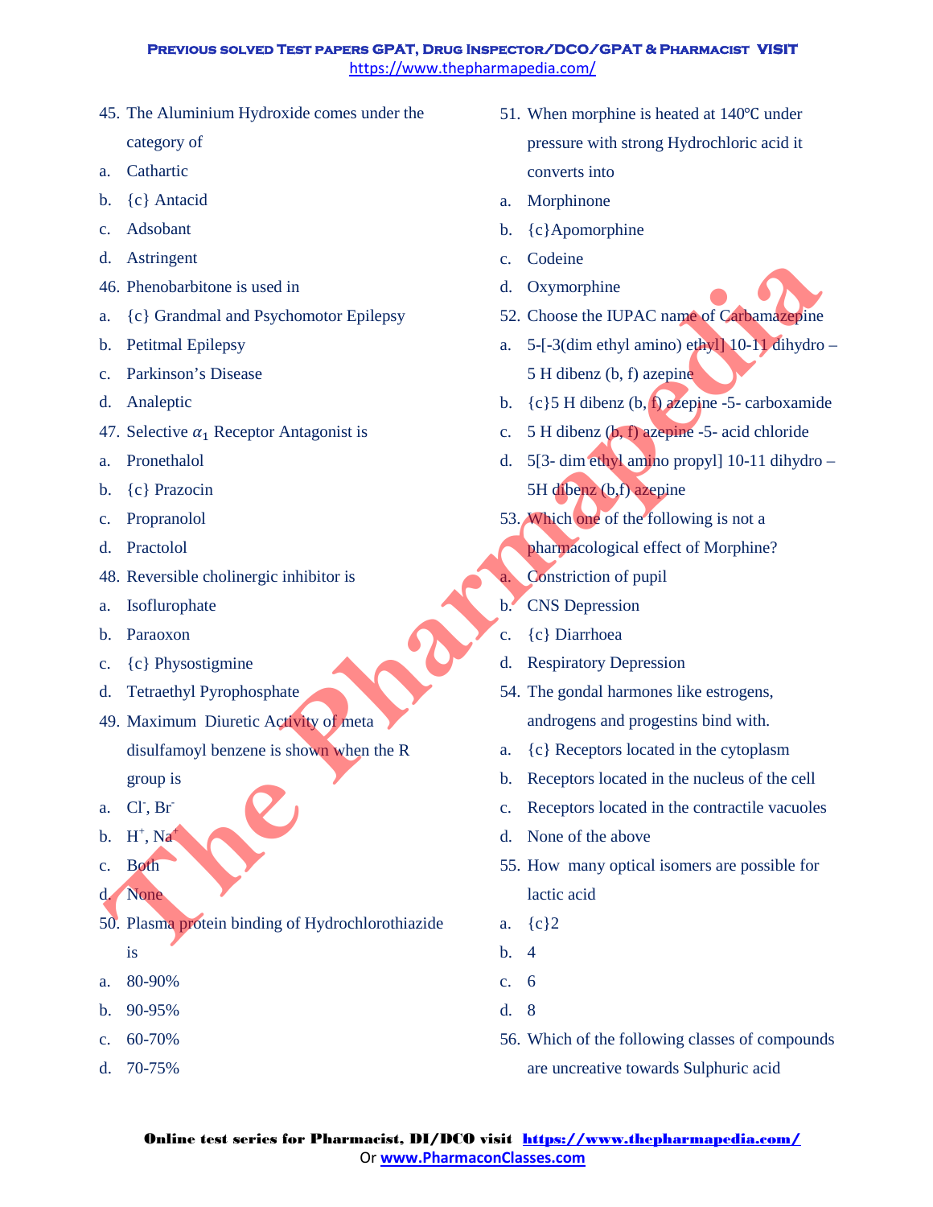45. The Aluminium Hydroxide comes under the category of
    a. Cathartic
    b. {c} Antacid
    c. Adsobant
    d. Astringent
46. Phenobarbitone is used in
    a. {c} Grandmal and Psychomotor Epilepsy
    b. Petitmal Epilepsy
    c. Parkinson's Disease
    d. Analeptic
47. Selective $\alpha_1$ Receptor Antagonist is
    a. Pronethalol
    b. {c} Prazocin
    c. Propranolol
    d. Practolol
48. Reversible cholinergic inhibitor is
    a. Isoflurophate
    b. Paraoxon
    c. {c} Physostigmine
    d. Tetraethyl Pyrophosphate
49. Maximum Diuretic Activity of meta disulfamoyl benzene is shown when the R group is
    a. $Cl^-$, $Br^-$
    b. $H^+$, $Na^+$
    c. Both
    d. None
50. Plasma protein binding of Hydrochlorothiazide is
    a. 80-90%
    b. 90-95%
    c. 60-70%
    d. 70-75%
51. When morphine is heated at 140℃ under pressure with strong Hydrochloric acid it converts into
    a. Morphinone
    b. {c}Apomorphine
    c. Codeine
    d. Oxymorphine
52. Choose the IUPAC name of Carbamazepine
    a. 5-[-3(dim ethyl amino) ethyl] 10-11 dihydro – 5 H dibenz (b, f) azepine
    b. {c}5 H dibenz (b, f) azepine -5- carboxamide
    c. 5 H dibenz (b, f) azepine -5- acid chloride
    d. 5[3- dim ethyl amino propyl] 10-11 dihydro – 5H dibenz (b,f) azepine
53. Which one of the following is not a pharmacological effect of Morphine?
    a. Constriction of pupil
    b. CNS Depression
    c. {c} Diarrhoea
    d. Respiratory Depression
54. The gondal harmones like estrogens, androgens and progestins bind with.
    a. {c} Receptors located in the cytoplasm
    b. Receptors located in the nucleus of the cell
    c. Receptors located in the contractile vacuoles
    d. None of the above
55. How many optical isomers are possible for lactic acid
    a. {c}2
    b. 4
    c. 6
    d. 8
56. Which of the following classes of compounds are uncreative towards Sulphuric acid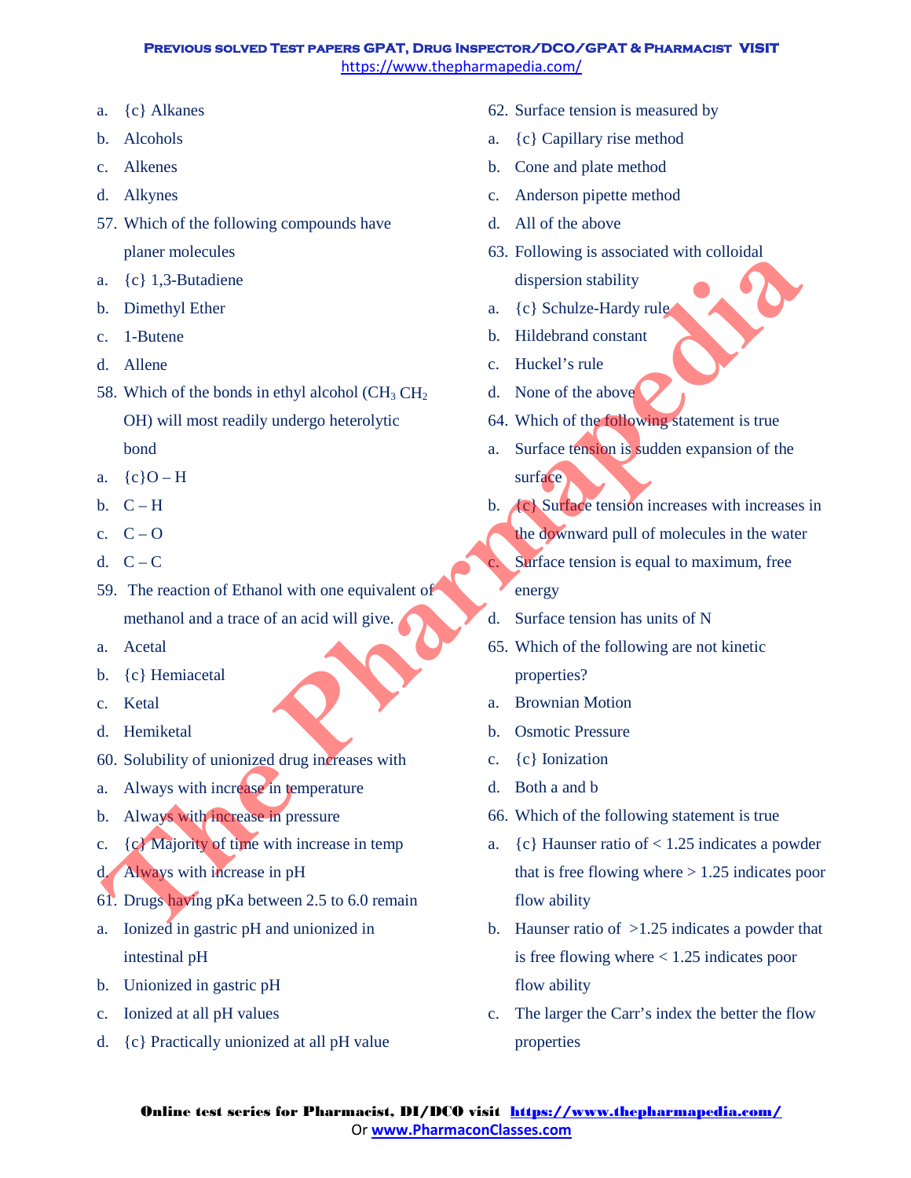a. {c} Alkanes
b. Alcohols
c. Alkenes
d. Alkynes

57. Which of the following compounds have planer molecules
a. {c} 1,3-Butadiene
b. Dimethyl Ether
c. 1-Butene
d. Allene

58. Which of the bonds in ethyl alcohol ($CH_3$ $CH_2$ OH) will most readily undergo heterolytic bond
a. {c}O – H
b. C – H
c. C – O
d. C – C

59. The reaction of Ethanol with one equivalent of methanol and a trace of an acid will give.
a. Acetal
b. {c} Hemiacetal
c. Ketal
d. Hemiketal

60. Solubility of unionized drug increases with
a. Always with increase in temperature
b. Always with increase in pressure
c. {c} Majority of time with increase in temp
d. Always with increase in pH

61. Drugs having pKa between 2.5 to 6.0 remain
a. Ionized in gastric pH and unionized in intestinal pH
b. Unionized in gastric pH
c. Ionized at all pH values
d. {c} Practically unionized at all pH value

62. Surface tension is measured by
a. {c} Capillary rise method
b. Cone and plate method
c. Anderson pipette method
d. All of the above

63. Following is associated with colloidal dispersion stability
a. {c} Schulze-Hardy rule
b. Hildebrand constant
c. Huckel's rule
d. None of the above

64. Which of the following statement is true
a. Surface tension is sudden expansion of the surface
b. {c} Surface tension increases with increases in the downward pull of molecules in the water
c. Surface tension is equal to maximum, free energy
d. Surface tension has units of N

65. Which of the following are not kinetic properties?
a. Brownian Motion
b. Osmotic Pressure
c. {c} Ionization
d. Both a and b

66. Which of the following statement is true
a. {c} Haunser ratio of < 1.25 indicates a powder that is free flowing where > 1.25 indicates poor flow ability
b. Haunser ratio of >1.25 indicates a powder that is free flowing where < 1.25 indicates poor flow ability
c. The larger the Carr's index the better the flow properties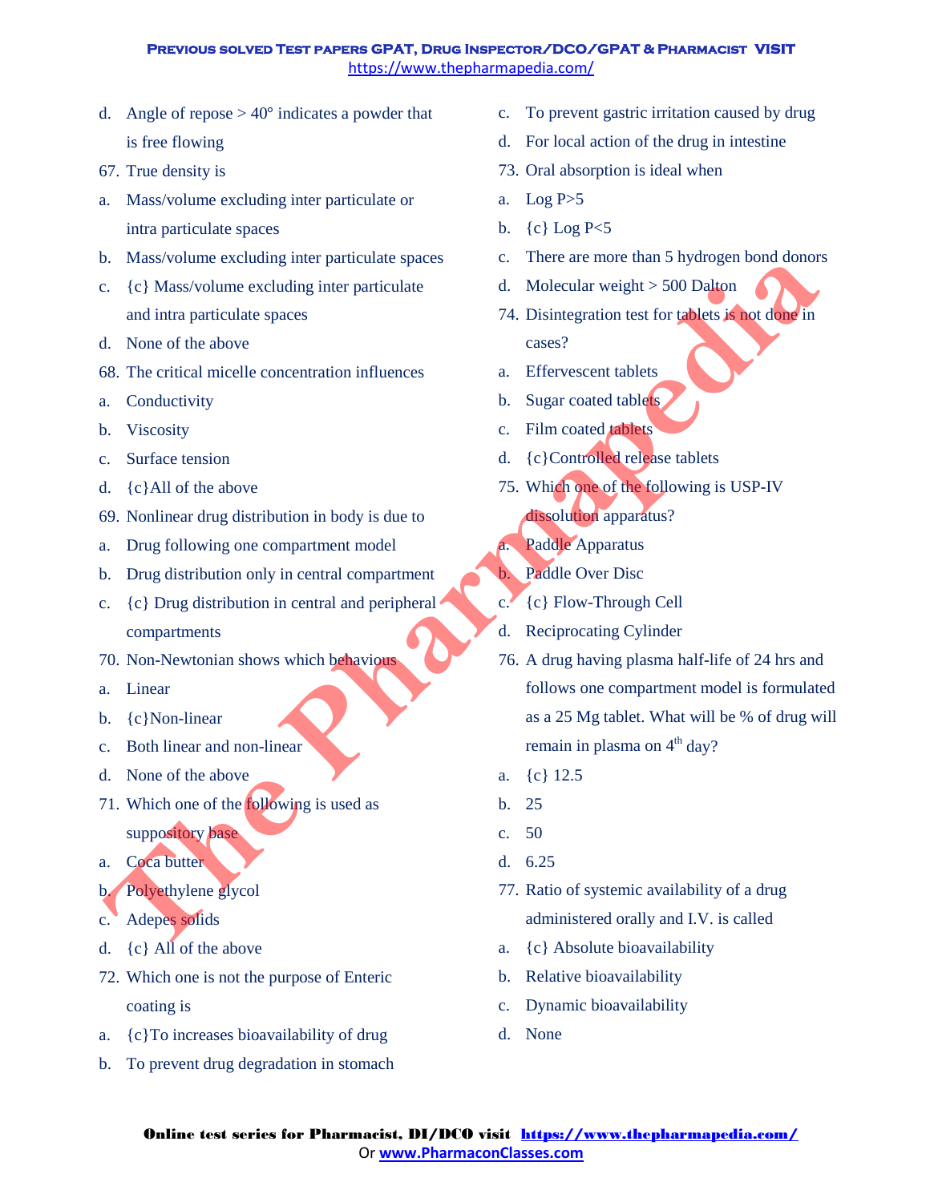d. Angle of repose > 40° indicates a powder that is free flowing

67. True density is

a. Mass/volume excluding inter particulate or intra particulate spaces
b. Mass/volume excluding inter particulate spaces
c. {c} Mass/volume excluding inter particulate and intra particulate spaces
d. None of the above

68. The critical micelle concentration influences

a. Conductivity
b. Viscosity
c. Surface tension
d. {c}All of the above

69. Nonlinear drug distribution in body is due to

a. Drug following one compartment model
b. Drug distribution only in central compartment
c. {c} Drug distribution in central and peripheral compartments

70. Non-Newtonian shows which behavious

a. Linear
b. {c}Non-linear
c. Both linear and non-linear
d. None of the above

71. Which one of the following is used as suppository base

a. Coca butter
b. Polyethylene glycol
c. Adepes solids
d. {c} All of the above

72. Which one is not the purpose of Enteric coating is

a. {c}To increases bioavailability of drug
b. To prevent drug degradation in stomach
c. To prevent gastric irritation caused by drug
d. For local action of the drug in intestine

73. Oral absorption is ideal when

a. Log P>5
b. {c} Log P<5
c. There are more than 5 hydrogen bond donors
d. Molecular weight > 500 Dalton

74. Disintegration test for tablets is not done in cases?

a. Effervescent tablets
b. Sugar coated tablets
c. Film coated tablets
d. {c}Controlled release tablets

75. Which one of the following is USP-IV dissolution apparatus?

a. Paddle Apparatus
b. Paddle Over Disc
c. {c} Flow-Through Cell
d. Reciprocating Cylinder

76. A drug having plasma half-life of 24 hrs and follows one compartment model is formulated as a 25 Mg tablet. What will be % of drug will remain in plasma on $4^{th}$ day?

a. {c} 12.5
b. 25
c. 50
d. 6.25

77. Ratio of systemic availability of a drug administered orally and I.V. is called

a. {c} Absolute bioavailability
b. Relative bioavailability
c. Dynamic bioavailability
d. None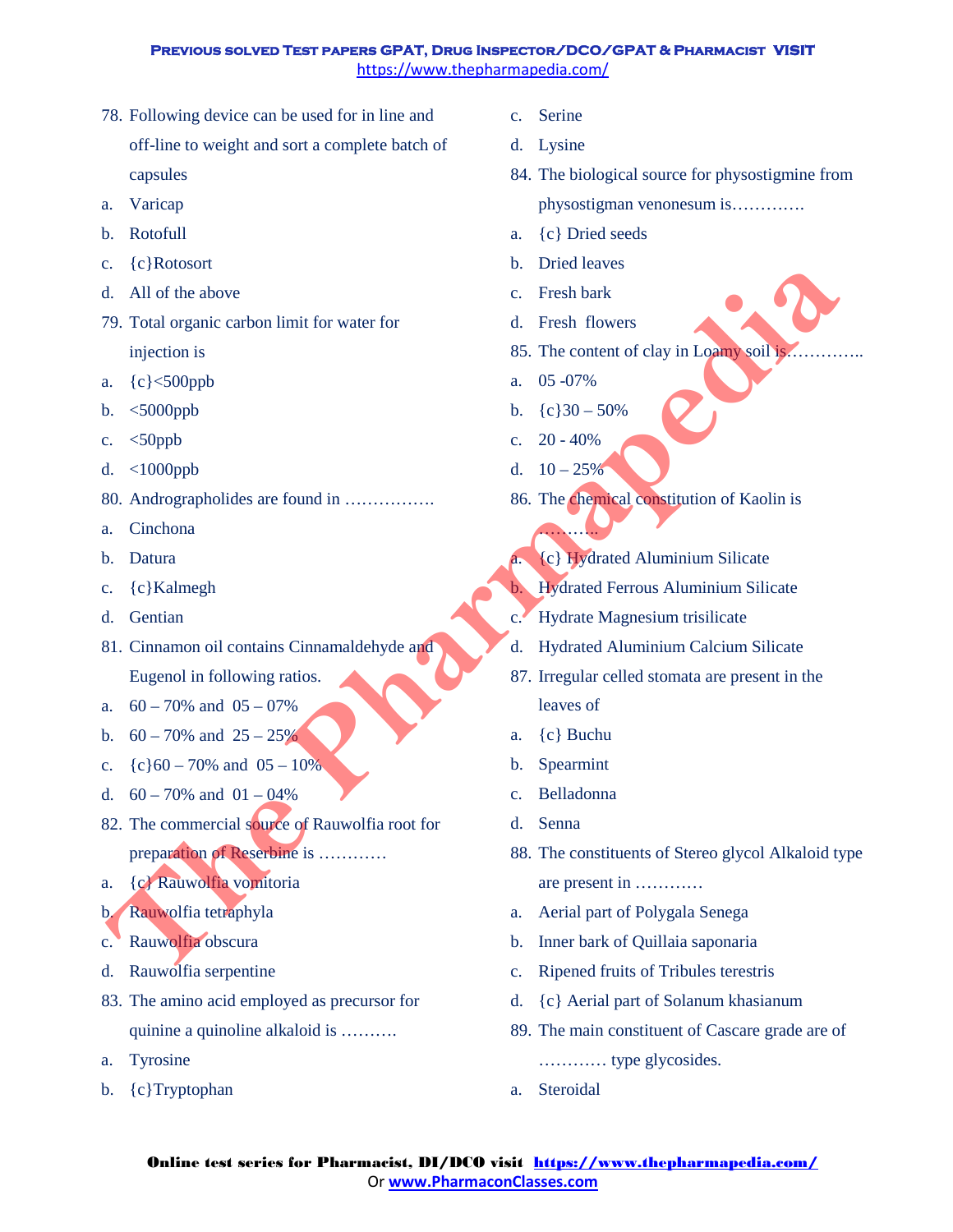78. Following device can be used for in line and off-line to weight and sort a complete batch of capsules

a. Varicap
b. Rotofull
c. {c}Rotosort
d. All of the above

79. Total organic carbon limit for water for injection is

a. {c}<500ppb
b. <5000ppb
c. <50ppb
d. <1000ppb

80. Andrographolides are found in …………….

a. Cinchona
b. Datura
c. {c}Kalmegh
d. Gentian

81. Cinnamon oil contains Cinnamaldehyde and Eugenol in following ratios.

a. 60 – 70% and 05 – 07%
b. 60 – 70% and 25 – 25%
c. {c}60 – 70% and 05 – 10%
d. 60 – 70% and 01 – 04%

82. The commercial source of Rauwolfia root for preparation of Reserbine is …………

a. {c} Rauwolfia vomitoria
b. Rauwolfia tetraphyla
c. Rauwolfia obscura
d. Rauwolfia serpentine

83. The amino acid employed as precursor for quinine a quinoline alkaloid is ……….

a. Tyrosine
b. {c}Tryptophan
c. Serine
d. Lysine

84. The biological source for physostigmine from physostigman venonesum is………….

a. {c} Dried seeds
b. Dried leaves
c. Fresh bark
d. Fresh flowers

85. The content of clay in Loamy soil is…………..

a. 05 -07%
b. {c}30 – 50%
c. 20 - 40%
d. 10 – 25%

86. The chemical constitution of Kaolin is ………..

a. {c} Hydrated Aluminium Silicate
b. Hydrated Ferrous Aluminium Silicate
c. Hydrate Magnesium trisilicate
d. Hydrated Aluminium Calcium Silicate

87. Irregular celled stomata are present in the leaves of

a. {c} Buchu
b. Spearmint
c. Belladonna
d. Senna

88. The constituents of Stereo glycol Alkaloid type are present in …………

a. Aerial part of Polygala Senega
b. Inner bark of Quillaia saponaria
c. Ripened fruits of Tribules terestris
d. {c} Aerial part of Solanum khasianum

89. The main constituent of Cascare grade are of ………… type glycosides.

a. Steroidal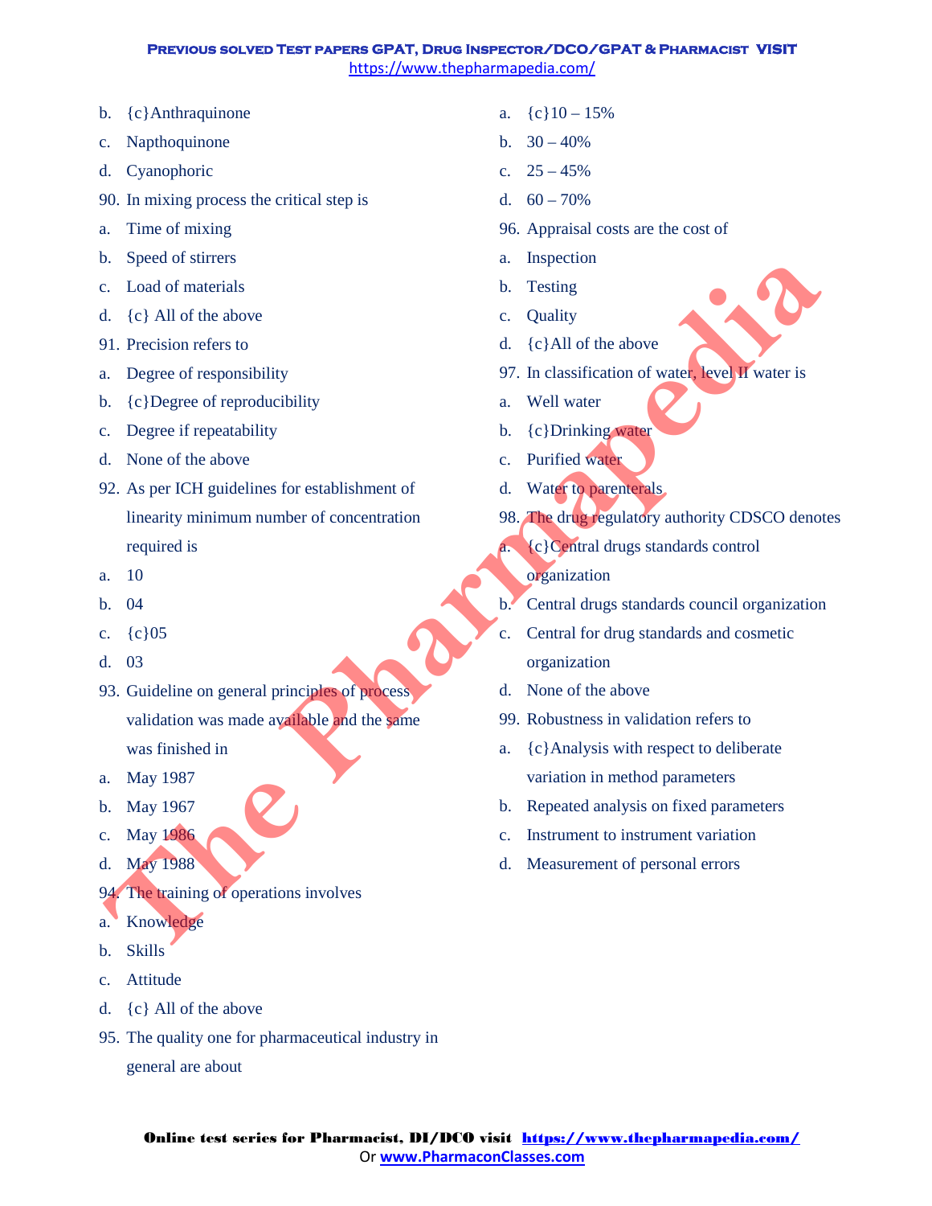b. {c}Anthraquinone

c. Napthoquinone

d. Cyanophoric

90. In mixing process the critical step is

a. Time of mixing

b. Speed of stirrers

c. Load of materials

d. {c} All of the above

91. Precision refers to

a. Degree of responsibility

b. {c}Degree of reproducibility

c. Degree if repeatability

d. None of the above

92. As per ICH guidelines for establishment of linearity minimum number of concentration required is

a. 10

b. 04

c. {c}05

d. 03

93. Guideline on general principles of process validation was made available and the same was finished in

a. May 1987

b. May 1967

c. May 1986

d. May 1988

94. The training of operations involves

a. Knowledge

b. Skills

c. Attitude

d. {c} All of the above

95. The quality one for pharmaceutical industry in general are about

a. {c}10 – 15%

b. 30 – 40%

c. 25 – 45%

d. 60 – 70%

96. Appraisal costs are the cost of

a. Inspection

b. Testing

c. Quality

d. {c}All of the above

97. In classification of water, level II water is

a. Well water

b. {c}Drinking water

c. Purified water

d. Water to parenterals

98. The drug regulatory authority CDSCO denotes

a. {c}Central drugs standards control organization

b. Central drugs standards council organization

c. Central for drug standards and cosmetic organization

d. None of the above

99. Robustness in validation refers to

a. {c}Analysis with respect to deliberate variation in method parameters

b. Repeated analysis on fixed parameters

c. Instrument to instrument variation

d. Measurement of personal errors